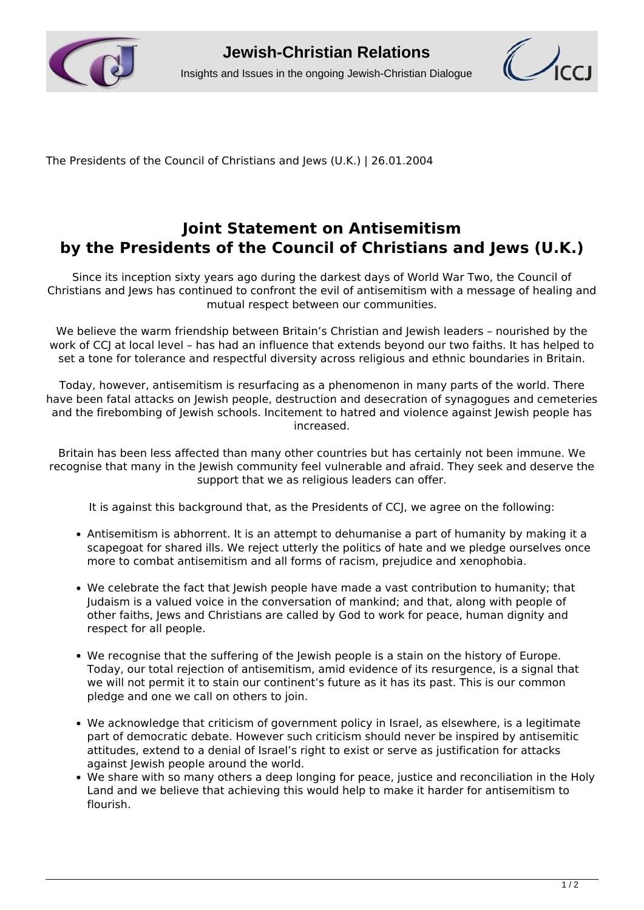The Presidents of the Council of Christians and Jews (U.K.) | 26.01.2004

# Joint Statement on Antisemitism by the Presidents of the Council of Christians and Jews (U.K.)

Since its inception sixty years ago during the darkest days of World War Two, the Council of Christians and Jews has continued to confront the evil of antisemitism with a message of healing and mutual respect between our communities.

We believe the warm friendship between Britain's Christian and Jewish leaders – nourished by the work of CCJ at local level – has had an influence that extends beyond our two faiths. It has helped to set a tone for tolerance and respectful diversity across religious and ethnic boundaries in Britain.

Today, however, antisemitism is resurfacing as a phenomenon in many parts of the world. There have been fatal attacks on Jewish people, destruction and desecration of synagogues and cemeteries and the firebombing of Jewish schools. Incitement to hatred and violence against Jewish people has increased.

Britain has been less affected than many other countries but has certainly not been immune. We recognise that many in the Jewish community feel vulnerable and afraid. They seek and deserve the support that we as religious leaders can offer.

It is against this background that, as the Presidents of CCJ, we agree on the following:

- Antisemitism is abhorrent. It is an attempt to dehumanise a part of humanity by making it a scapegoat for shared ills. We reject utterly the politics of hate and we pledge ourselves once more to combat antisemitism and all forms of racism, prejudice and xenophobia.
- We celebrate the fact that Jewish people have made a vast contribution to humanity; that Judaism is a valued voice in the conversation of mankind; and that, along with people of other faiths, Jews and Christians are called by God to work for peace, human dignity and respect for all people.
- We recognise that the suffering of the Jewish people is a stain on the history of Europe. Today, our total rejection of antisemitism, amid evidence of its resurgence, is a signal that we will not permit it to stain our continent's future as it has its past. This is our common pledge and one we call on others to join.
- We acknowledge that criticism of government policy in Israel, as elsewhere, is a legitimate part of democratic debate. However such criticism should never be inspired by antisemitic attitudes, extend to a denial of Israel's right to exist or serve as justification for attacks against Jewish people around the world.
- We share with so many others a deep longing for peace, justice and reconciliation in the Holy Land and we believe that achieving this would help to make it harder for antisemitism to flourish.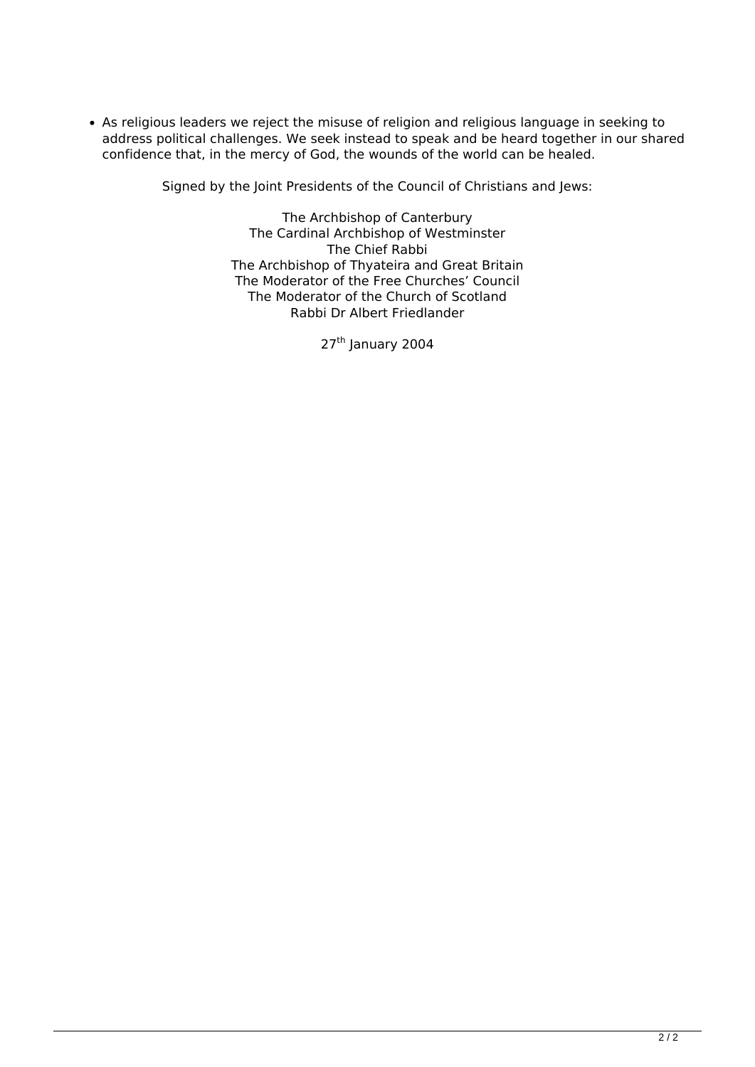- As religious leaders we reject the misuse of religion and religious language in seeking to address political challenges. We seek instead to speak and be heard together in our shared confidence that, in the mercy of God, the wounds of the world can be healed.

Signed by the Joint Presidents of the Council of Christians and Jews:

The Archbishop of Canterbury
The Cardinal Archbishop of Westminster
The Chief Rabbi
The Archbishop of Thyateira and Great Britain
The Moderator of the Free Churches' Council
The Moderator of the Church of Scotland
Rabbi Dr Albert Friedlander

27th January 2004